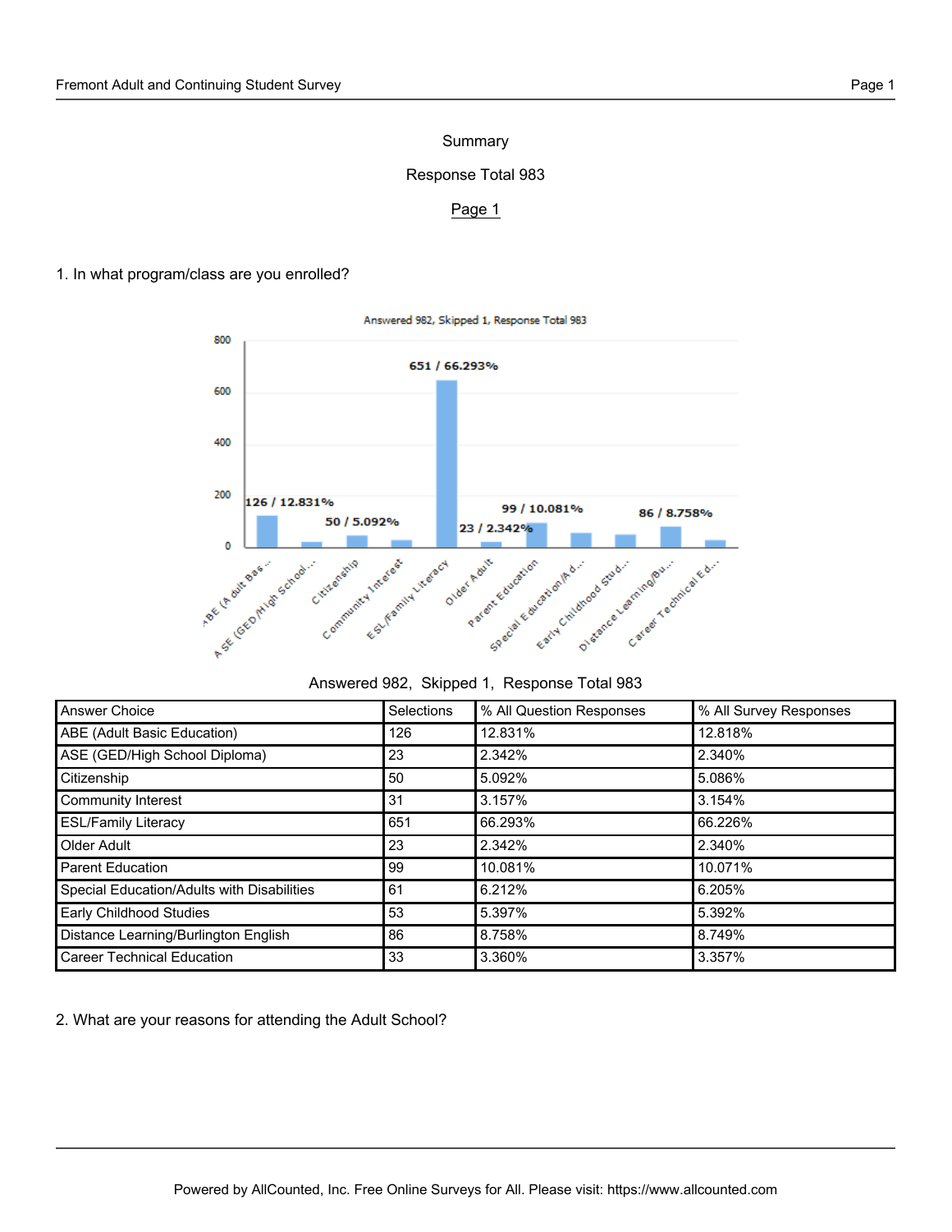Summary

Response Total 983

Page 1

1. In what program/class are you enrolled?

Answered 982, Skipped 1, Response Total 983

| Answer Choice | Selections | % All Question Responses | % All Survey Responses |
|---|---|---|---|
| ABE (Adult Basic Education) | 126 | 12.831% | 12.818% |
| ASE (GED/High School Diploma) | 23 | 2.342% | 2.340% |
| Citizenship | 50 | 5.092% | 5.086% |
| Community Interest | 31 | 3.157% | 3.154% |
| ESL/Family Literacy | 651 | 66.293% | 66.226% |
| Older Adult | 23 | 2.342% | 2.340% |
| Parent Education | 99 | 10.081% | 10.071% |
| Special Education/Adults with Disabilities | 61 | 6.212% | 6.205% |
| Early Childhood Studies | 53 | 5.397% | 5.392% |
| Distance Learning/Burlington English | 86 | 8.758% | 8.749% |
| Career Technical Education | 33 | 3.360% | 3.357% |

2. What are your reasons for attending the Adult School?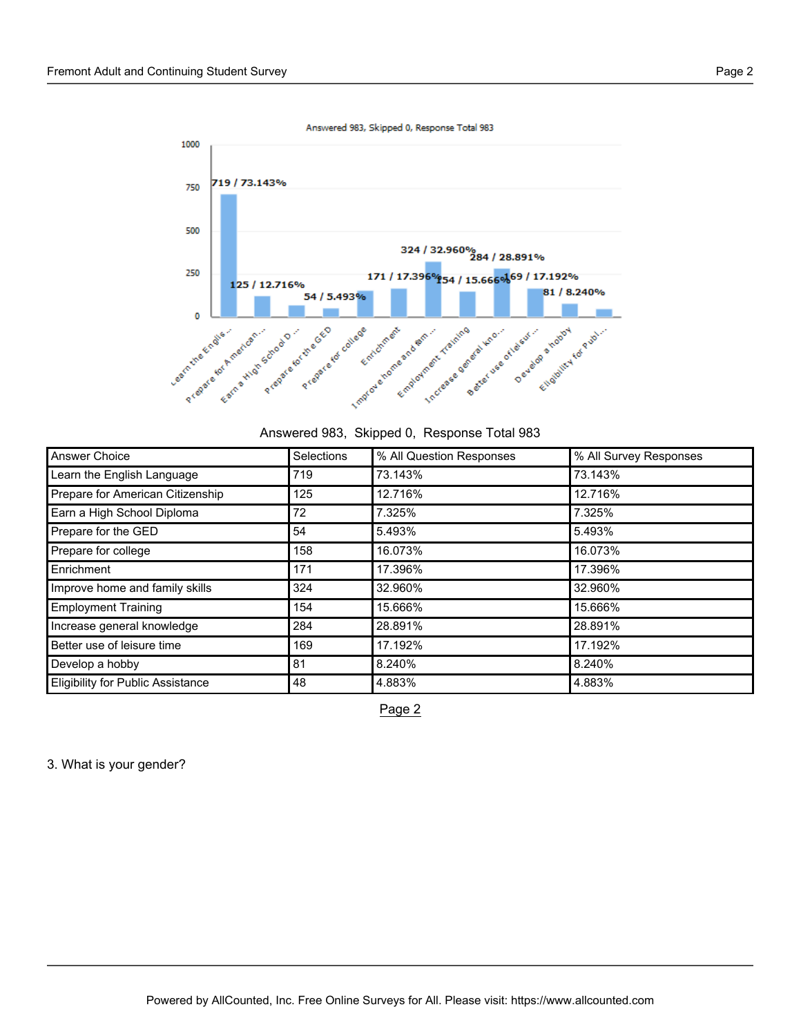Answered 983, Skipped 0, Response Total 983

| Answer Choice | Selections | % All Question Responses | % All Survey Responses |
|---|---|---|---|
| Learn the English Language | 719 | 73.143% | 73.143% |
| Prepare for American Citizenship | 125 | 12.716% | 12.716% |
| Earn a High School Diploma | 72 | 7.325% | 7.325% |
| Prepare for the GED | 54 | 5.493% | 5.493% |
| Prepare for college | 158 | 16.073% | 16.073% |
| Enrichment | 171 | 17.396% | 17.396% |
| Improve home and family skills | 324 | 32.960% | 32.960% |
| Employment Training | 154 | 15.666% | 15.666% |
| Increase general knowledge | 284 | 28.891% | 28.891% |
| Better use of leisure time | 169 | 17.192% | 17.192% |
| Develop a hobby | 81 | 8.240% | 8.240% |
| Eligibility for Public Assistance | 48 | 4.883% | 4.883% |

Page 2

3. What is your gender?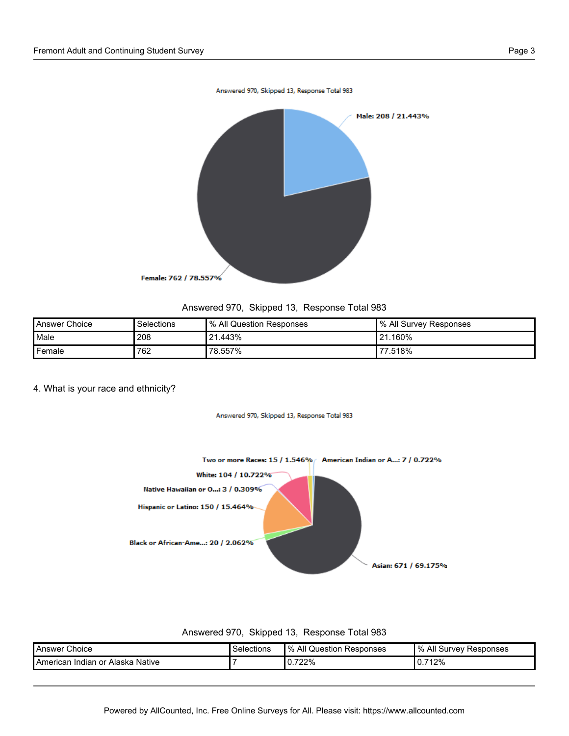Answered 970, Skipped 13, Response Total 983

Male: 208 / 21.443%

Female: 762 / 78.557%

Answered 970, Skipped 13, Response Total 983

| Answer Choice | Selections | % All Question Responses | % All Survey Responses |
|---|---|---|---|
| Male | 208 | 21.443% | 21.160% |
| Female | 762 | 78.557% | 77.518% |

4. What is your race and ethnicity?

Answered 970, Skipped 13, Response Total 983

Two or more Races: 15 / 1.546%

American Indian or A...: 7 / 0.722%

White: 104 / 10.722%

Native Hawaiian or O...: 3 / 0.309%

Hispanic or Latino: 150 / 15.464%

Black or African-Ame...: 20 / 2.062%

Asian: 671 / 69.175%

Answered 970, Skipped 13, Response Total 983

| Answer Choice | Selections | % All Question Responses | % All Survey Responses |
|---|---|---|---|
| American Indian or Alaska Native | 7 | 0.722% | 0.712% |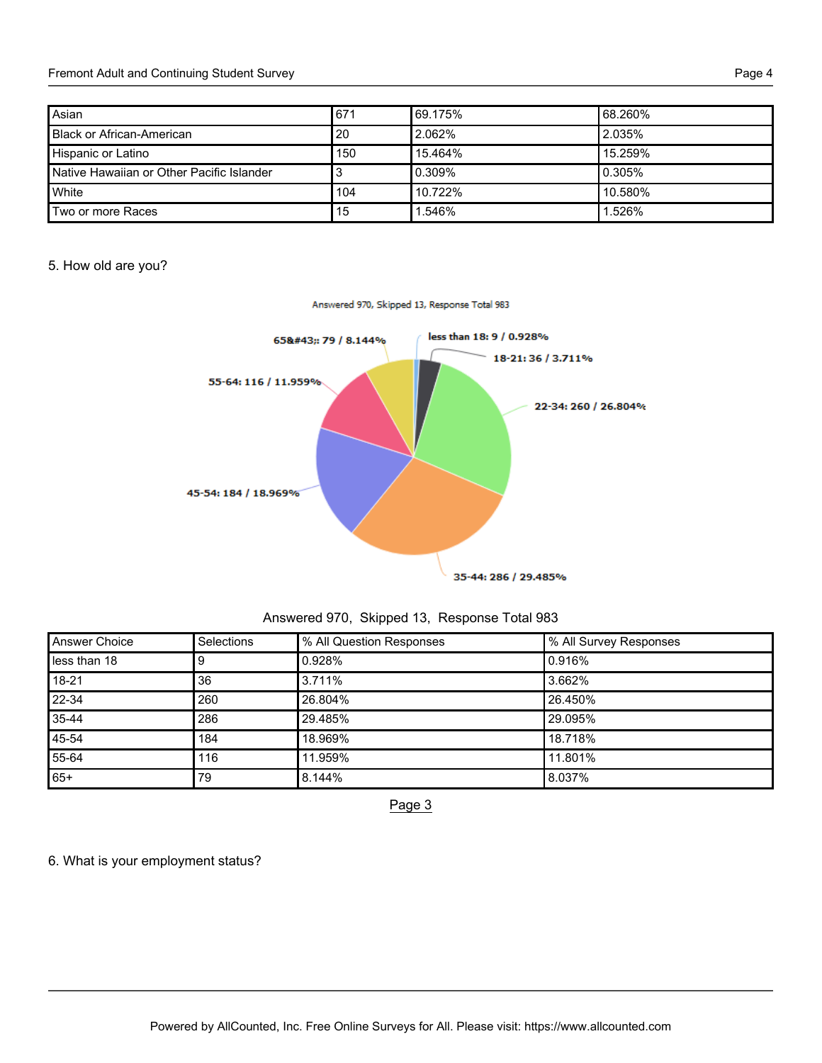| Asian | 671 | 69.175% | 68.260% |
| --- | --- | --- | --- |
| Black or African-American | 20 | 2.062% | 2.035% |
| Hispanic or Latino | 150 | 15.464% | 15.259% |
| Native Hawaiian or Other Pacific Islander | 3 | 0.309% | 0.305% |
| White | 104 | 10.722% | 10.580% |
| Two or more Races | 15 | 1.546% | 1.526% |

5. How old are you?

Answered 970, Skipped 13, Response Total 983

| Answer Choice | Selections | % All Question Responses | % All Survey Responses |
| --- | --- | --- | --- |
| less than 18 | 9 | 0.928% | 0.916% |
| 18-21 | 36 | 3.711% | 3.662% |
| 22-34 | 260 | 26.804% | 26.450% |
| 35-44 | 286 | 29.485% | 29.095% |
| 45-54 | 184 | 18.969% | 18.718% |
| 55-64 | 116 | 11.959% | 11.801% |
| 65+ | 79 | 8.144% | 8.037% |

Page 3

6. What is your employment status?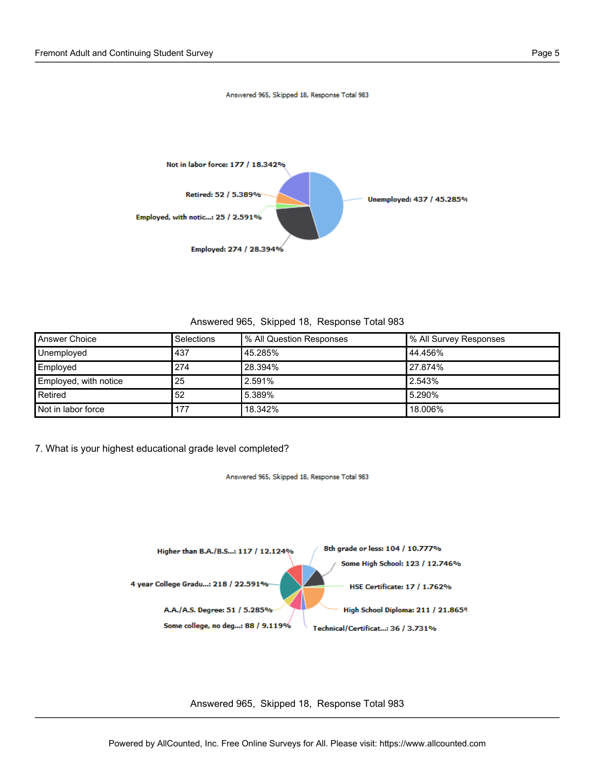Answered 965, Skipped 18, Response Total 983

Not in labor force: 177 / 18.342%

Retired: 52 / 5.389%

Employed, with notic...: 25 / 2.591%

Employed: 274 / 28.394%

Unemployed: 437 / 45.285%

Answered 965, Skipped 18, Response Total 983

| Answer Choice | Selections | % All Question Responses | % All Survey Responses |
|---|---|---|---|
| Unemployed | 437 | 45.285% | 44.456% |
| Employed | 274 | 28.394% | 27.874% |
| Employed, with notice | 25 | 2.591% | 2.543% |
| Retired | 52 | 5.389% | 5.290% |
| Not in labor force | 177 | 18.342% | 18.006% |

7. What is your highest educational grade level completed?

Answered 965, Skipped 18, Response Total 983

Higher than B.A./B.S...: 117 / 12.124%

4 year College Gradu...: 218 / 22.591%

A.A./A.S. Degree: 51 / 5.285%

Some college, no deg...: 88 / 9.119%

8th grade or less: 104 / 10.777%

Some High School: 123 / 12.746%

HSE Certificate: 17 / 1.762%

High School Diploma: 211 / 21.865%

Technical/Certificat...: 36 / 3.731%

Answered 965, Skipped 18, Response Total 983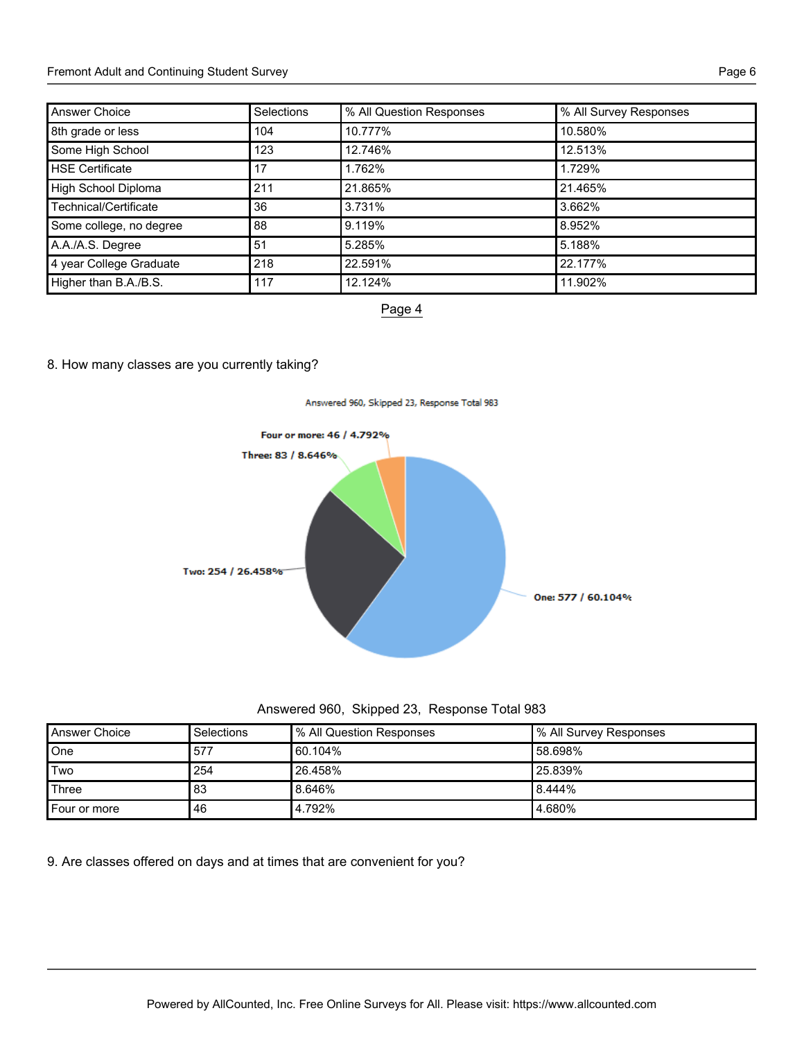| Answer Choice | Selections | % All Question Responses | % All Survey Responses |
|---|---|---|---|
| 8th grade or less | 104 | 10.777% | 10.580% |
| Some High School | 123 | 12.746% | 12.513% |
| HSE Certificate | 17 | 1.762% | 1.729% |
| High School Diploma | 211 | 21.865% | 21.465% |
| Technical/Certificate | 36 | 3.731% | 3.662% |
| Some college, no degree | 88 | 9.119% | 8.952% |
| A.A./A.S. Degree | 51 | 5.285% | 5.188% |
| 4 year College Graduate | 218 | 22.591% | 22.177% |
| Higher than B.A./B.S. | 117 | 12.124% | 11.902% |

Page 4

8. How many classes are you currently taking?

Answered 960, Skipped 23, Response Total 983

Four or more: 46 / 4.792%

Three: 83 / 8.646%

Two: 254 / 26.458%

One: 577 / 60.104%

Answered 960, Skipped 23, Response Total 983

| Answer Choice | Selections | % All Question Responses | % All Survey Responses |
|---|---|---|---|
| One | 577 | 60.104% | 58.698% |
| Two | 254 | 26.458% | 25.839% |
| Three | 83 | 8.646% | 8.444% |
| Four or more | 46 | 4.792% | 4.680% |

9. Are classes offered on days and at times that are convenient for you?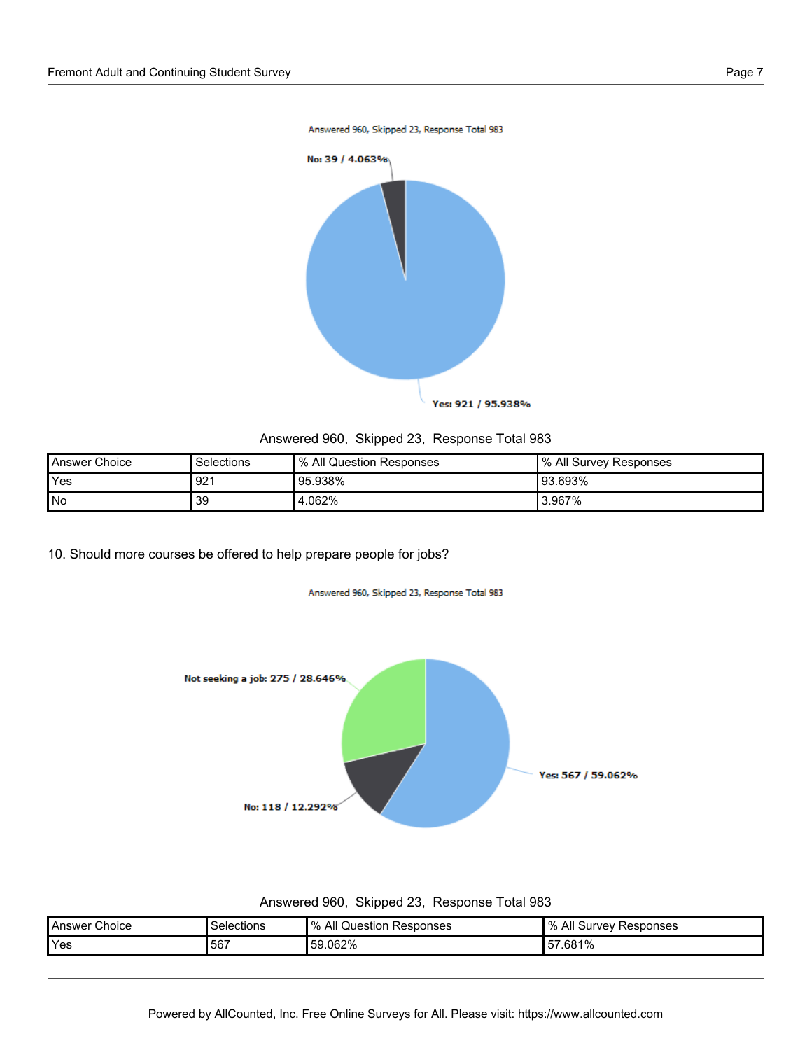Answered 960, Skipped 23, Response Total 983

| Answer Choice | Selections | % All Question Responses | % All Survey Responses |
|---|---|---|---|
| Yes | 921 | 95.938% | 93.693% |
| No | 39 | 4.062% | 3.967% |

10. Should more courses be offered to help prepare people for jobs?

Answered 960, Skipped 23, Response Total 983

| Answer Choice | Selections | % All Question Responses | % All Survey Responses |
|---|---|---|---|
| Yes | 567 | 59.062% | 57.681% |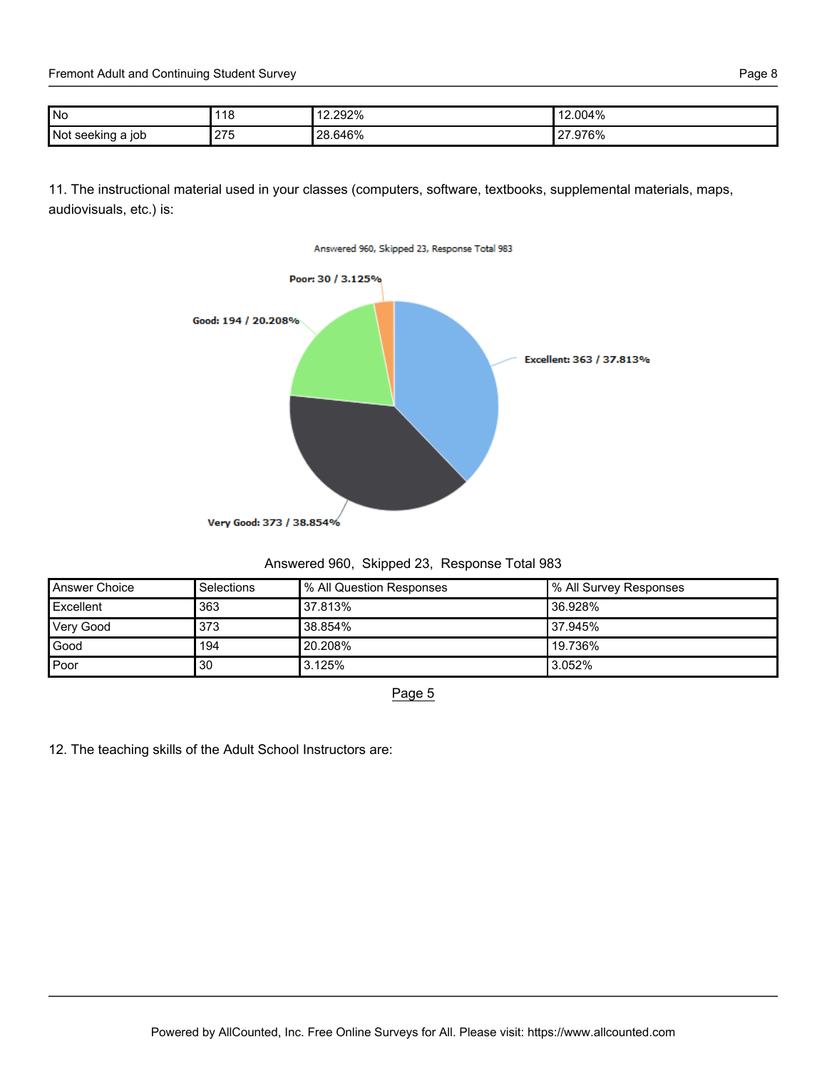| No | 118 | 12.292% | 12.004% |
|---|---|---|---|
| Not seeking a job | 275 | 28.646% | 27.976% |

11. The instructional material used in your classes (computers, software, textbooks, supplemental materials, maps, audiovisuals, etc.) is:

Answered 960, Skipped 23, Response Total 983

Poor: 30 / 3.125%

Good: 194 / 20.208%

Excellent: 363 / 37.813%

Very Good: 373 / 38.854%

Answered 960, Skipped 23, Response Total 983

| Answer Choice | Selections | % All Question Responses | % All Survey Responses |
|---|---|---|---|
| Excellent | 363 | 37.813% | 36.928% |
| Very Good | 373 | 38.854% | 37.945% |
| Good | 194 | 20.208% | 19.736% |
| Poor | 30 | 3.125% | 3.052% |

Page 5

12. The teaching skills of the Adult School Instructors are: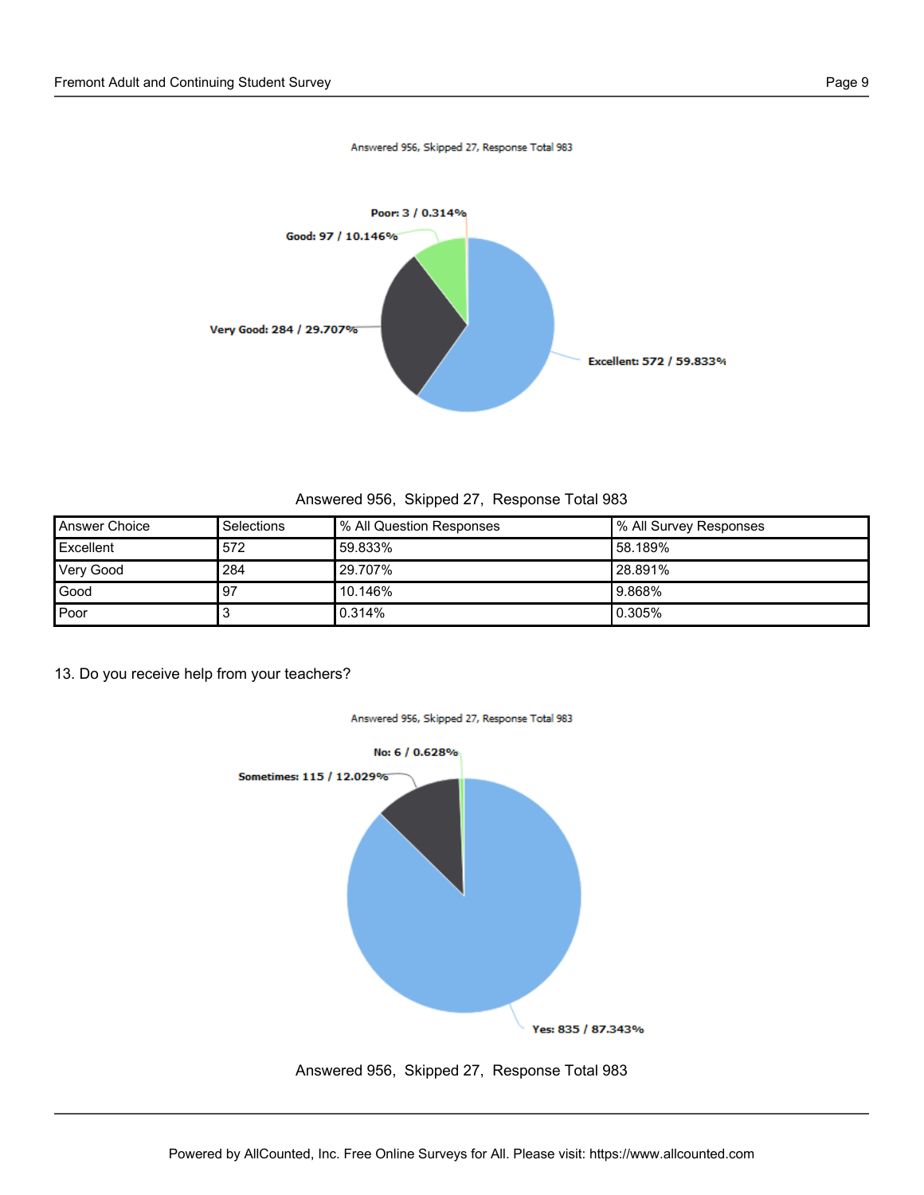Answered 956, Skipped 27, Response Total 983

Poor: 3 / 0.314%

Good: 97 / 10.146%

Very Good: 284 / 29.707%

Excellent: 572 / 59.833%

Answered 956, Skipped 27, Response Total 983

| Answer Choice | Selections | % All Question Responses | % All Survey Responses |
|---|---|---|---|
| Excellent | 572 | 59.833% | 58.189% |
| Very Good | 284 | 29.707% | 28.891% |
| Good | 97 | 10.146% | 9.868% |
| Poor | 3 | 0.314% | 0.305% |

13. Do you receive help from your teachers?

Answered 956, Skipped 27, Response Total 983

No: 6 / 0.628%

Sometimes: 115 / 12.029%

Yes: 835 / 87.343%

Answered 956, Skipped 27, Response Total 983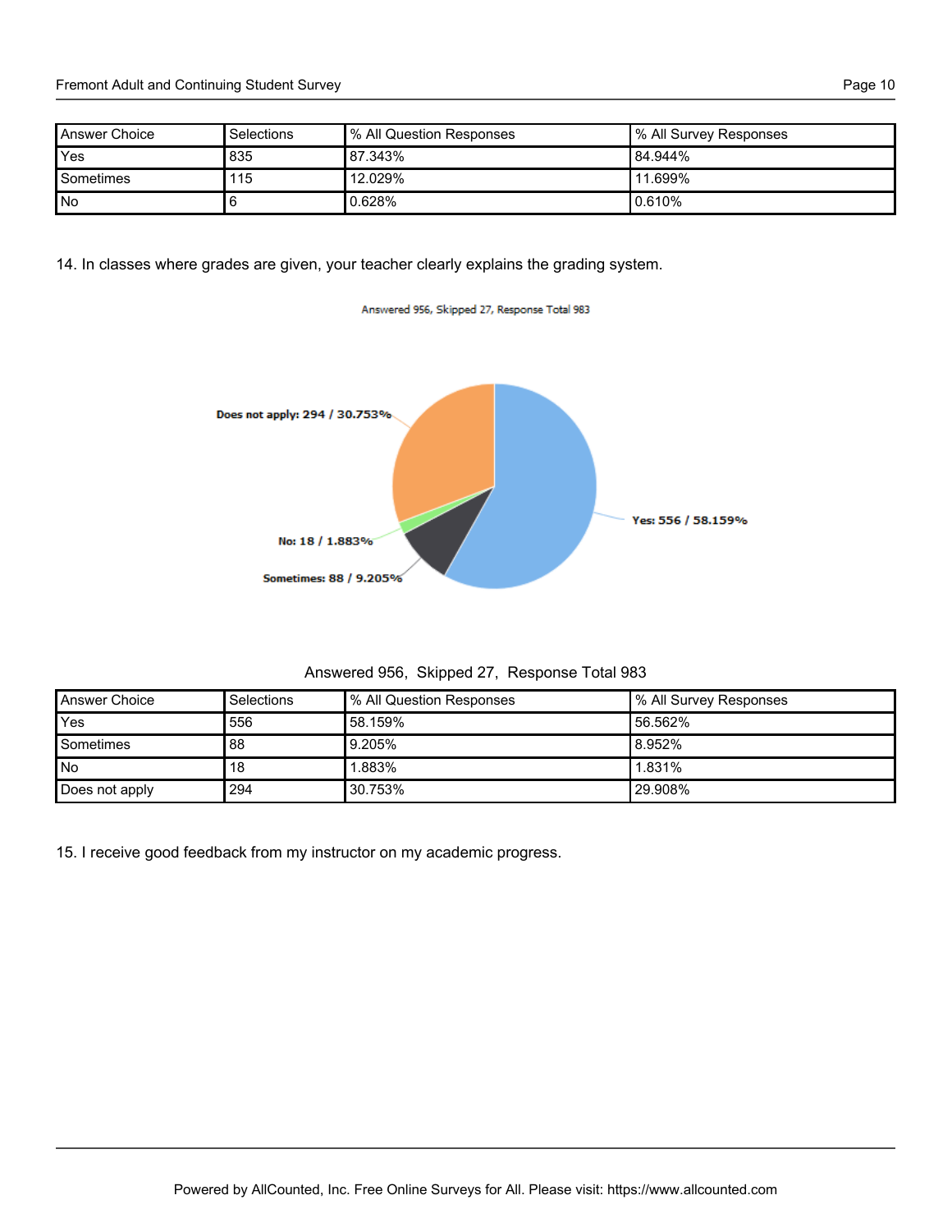| Answer Choice | Selections | % All Question Responses | % All Survey Responses |
|---|---|---|---|
| Yes | 835 | 87.343% | 84.944% |
| Sometimes | 115 | 12.029% | 11.699% |
| No | 6 | 0.628% | 0.610% |

14. In classes where grades are given, your teacher clearly explains the grading system.

Answered 956, Skipped 27, Response Total 983

Does not apply: 294 / 30.753%

Yes: 556 / 58.159%

No: 18 / 1.883%

Sometimes: 88 / 9.205%

Answered 956, Skipped 27, Response Total 983

| Answer Choice | Selections | % All Question Responses | % All Survey Responses |
|---|---|---|---|
| Yes | 556 | 58.159% | 56.562% |
| Sometimes | 88 | 9.205% | 8.952% |
| No | 18 | 1.883% | 1.831% |
| Does not apply | 294 | 30.753% | 29.908% |

15. I receive good feedback from my instructor on my academic progress.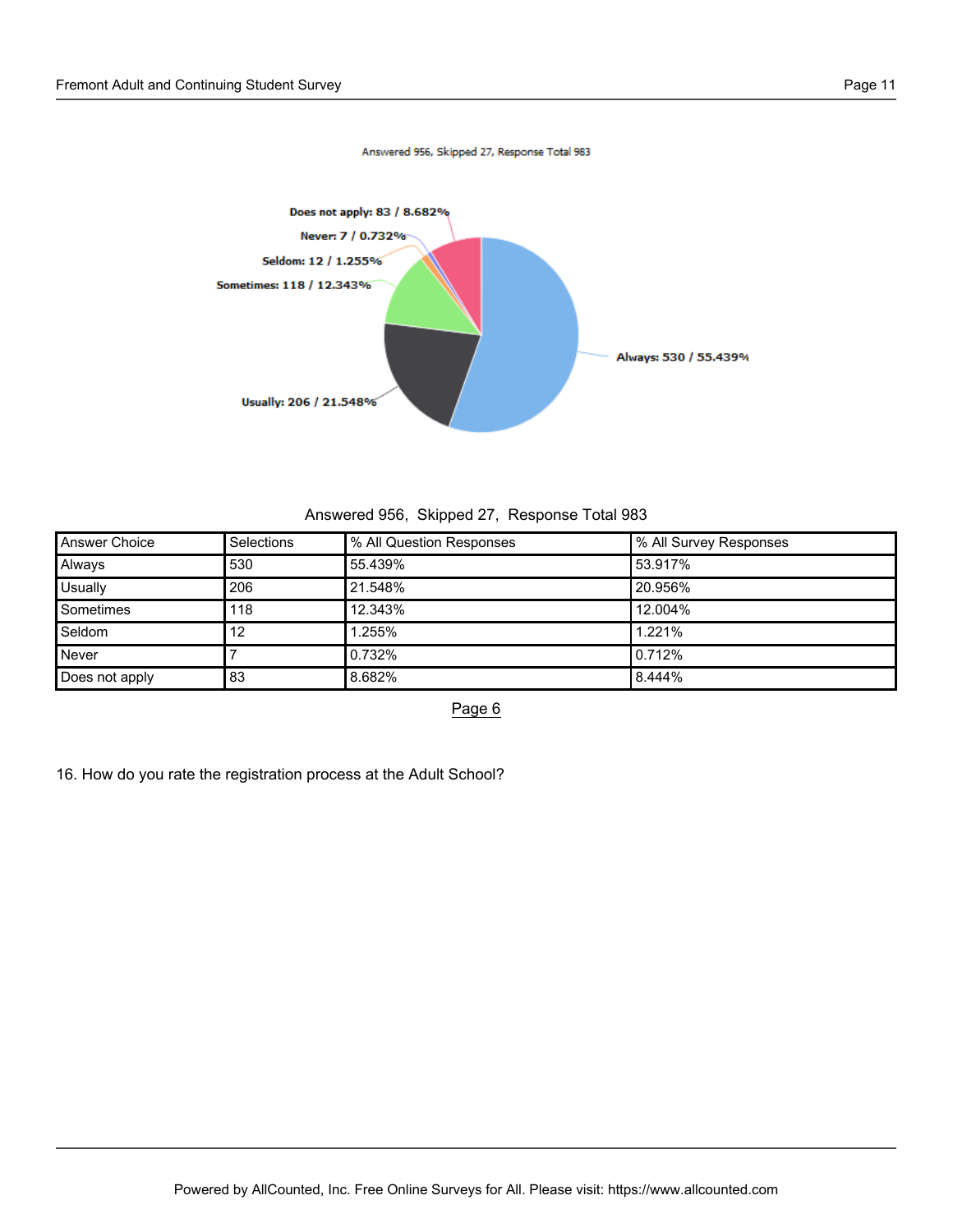Answered 956, Skipped 27, Response Total 983

Does not apply: 83 / 8.682%
Never: 7 / 0.732%
Seldom: 12 / 1.255%
Sometimes: 118 / 12.343%
Usually: 206 / 21.548%
Always: 530 / 55.439%

Answered 956, Skipped 27, Response Total 983

| Answer Choice | Selections | % All Question Responses | % All Survey Responses |
|---|---|---|---|
| Always | 530 | 55.439% | 53.917% |
| Usually | 206 | 21.548% | 20.956% |
| Sometimes | 118 | 12.343% | 12.004% |
| Seldom | 12 | 1.255% | 1.221% |
| Never | 7 | 0.732% | 0.712% |
| Does not apply | 83 | 8.682% | 8.444% |

Page 6

16. How do you rate the registration process at the Adult School?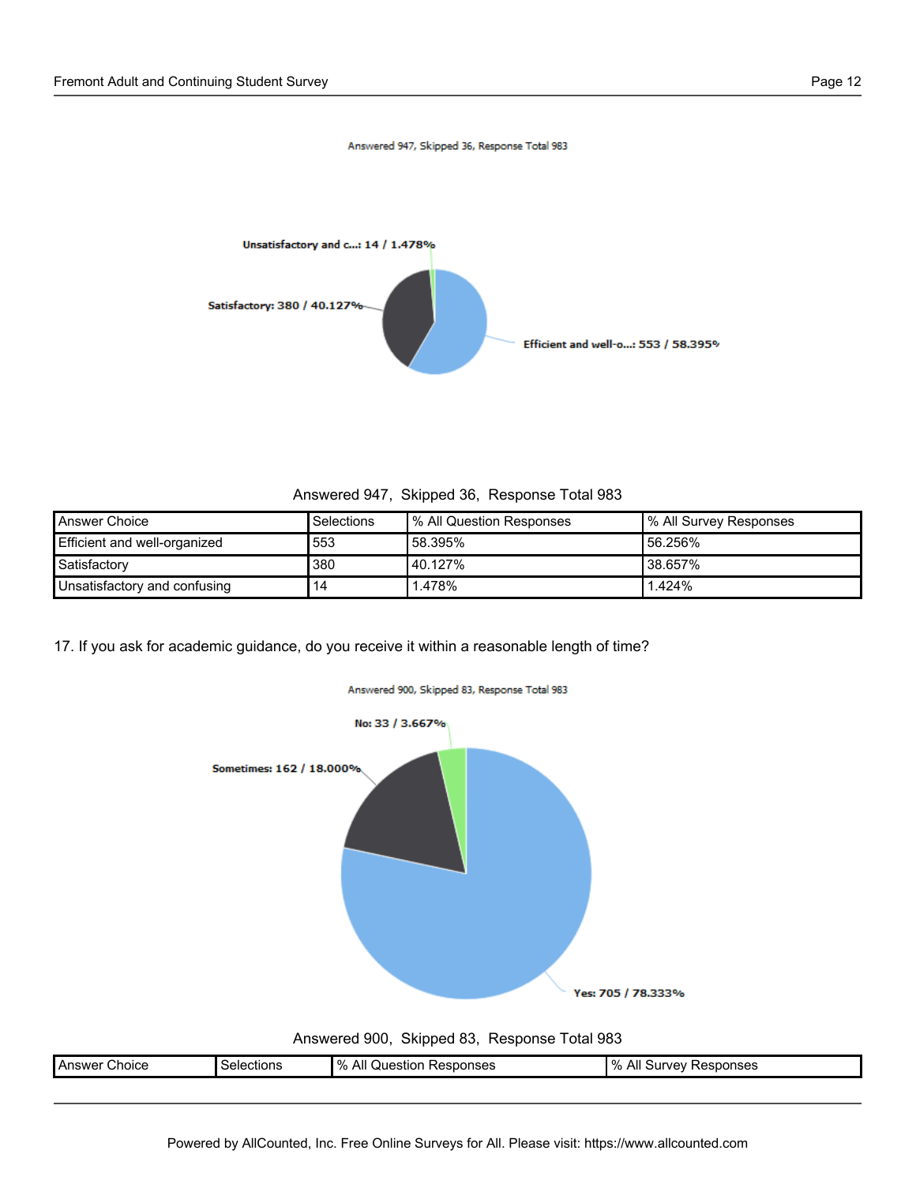Answered 947, Skipped 36, Response Total 983

| Answer Choice | Selections | % All Question Responses | % All Survey Responses |
|---|---|---|---|
| Efficient and well-organized | 553 | 58.395% | 56.256% |
| Satisfactory | 380 | 40.127% | 38.657% |
| Unsatisfactory and confusing | 14 | 1.478% | 1.424% |

17. If you ask for academic guidance, do you receive it within a reasonable length of time?

Answered 900, Skipped 83, Response Total 983

| Answer Choice | Selections | % All Question Responses | % All Survey Responses |
|---|---|---|---|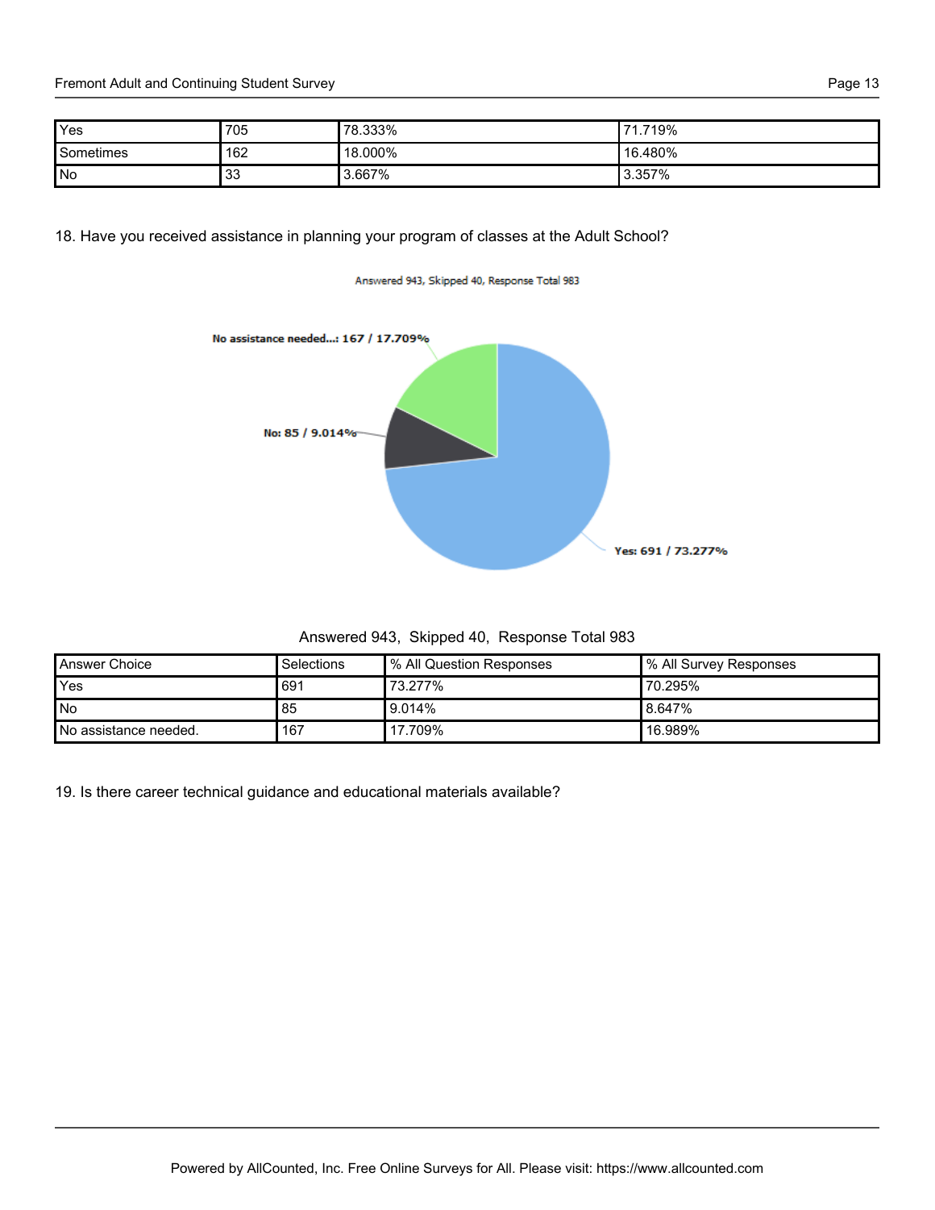| Yes | 705 | 78.333% | 71.719% |
|---|---|---|---|
| Sometimes | 162 | 18.000% | 16.480% |
| No | 33 | 3.667% | 3.357% |

18. Have you received assistance in planning your program of classes at the Adult School?

Answered 943, Skipped 40, Response Total 983

No assistance needed...: 167 / 17.709%

No: 85 / 9.014%

Yes: 691 / 73.277%

Answered 943, Skipped 40, Response Total 983

| Answer Choice | Selections | % All Question Responses | % All Survey Responses |
|---|---|---|---|
| Yes | 691 | 73.277% | 70.295% |
| No | 85 | 9.014% | 8.647% |
| No assistance needed. | 167 | 17.709% | 16.989% |

19. Is there career technical guidance and educational materials available?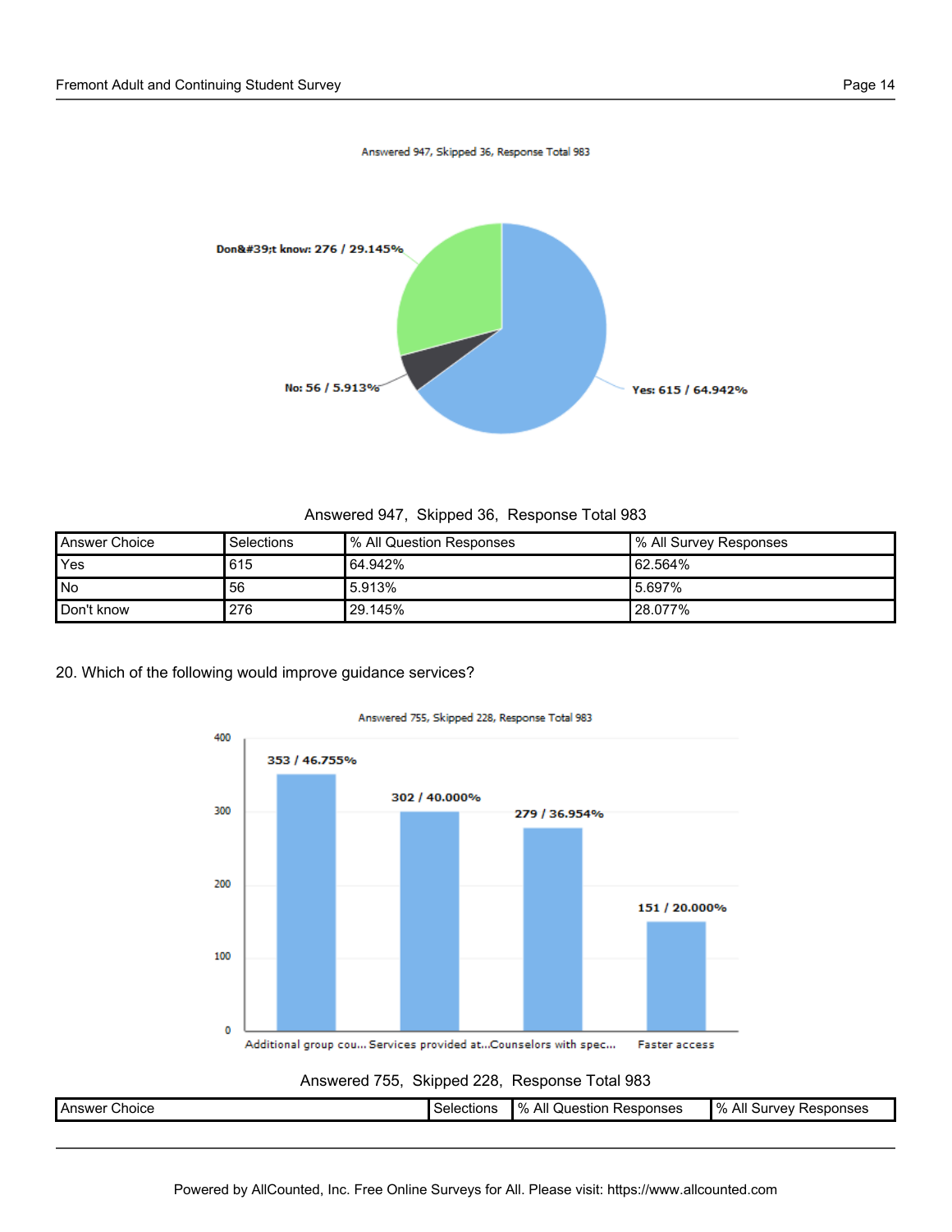Answered 947, Skipped 36, Response Total 983

| Answer Choice | Selections | % All Question Responses | % All Survey Responses |
|---|---|---|---|
| Yes | 615 | 64.942% | 62.564% |
| No | 56 | 5.913% | 5.697% |
| Don't know | 276 | 29.145% | 28.077% |

20. Which of the following would improve guidance services?

Answered 755, Skipped 228, Response Total 983

| Answer Choice | Selections | % All Question Responses | % All Survey Responses |
|---|---|---|---|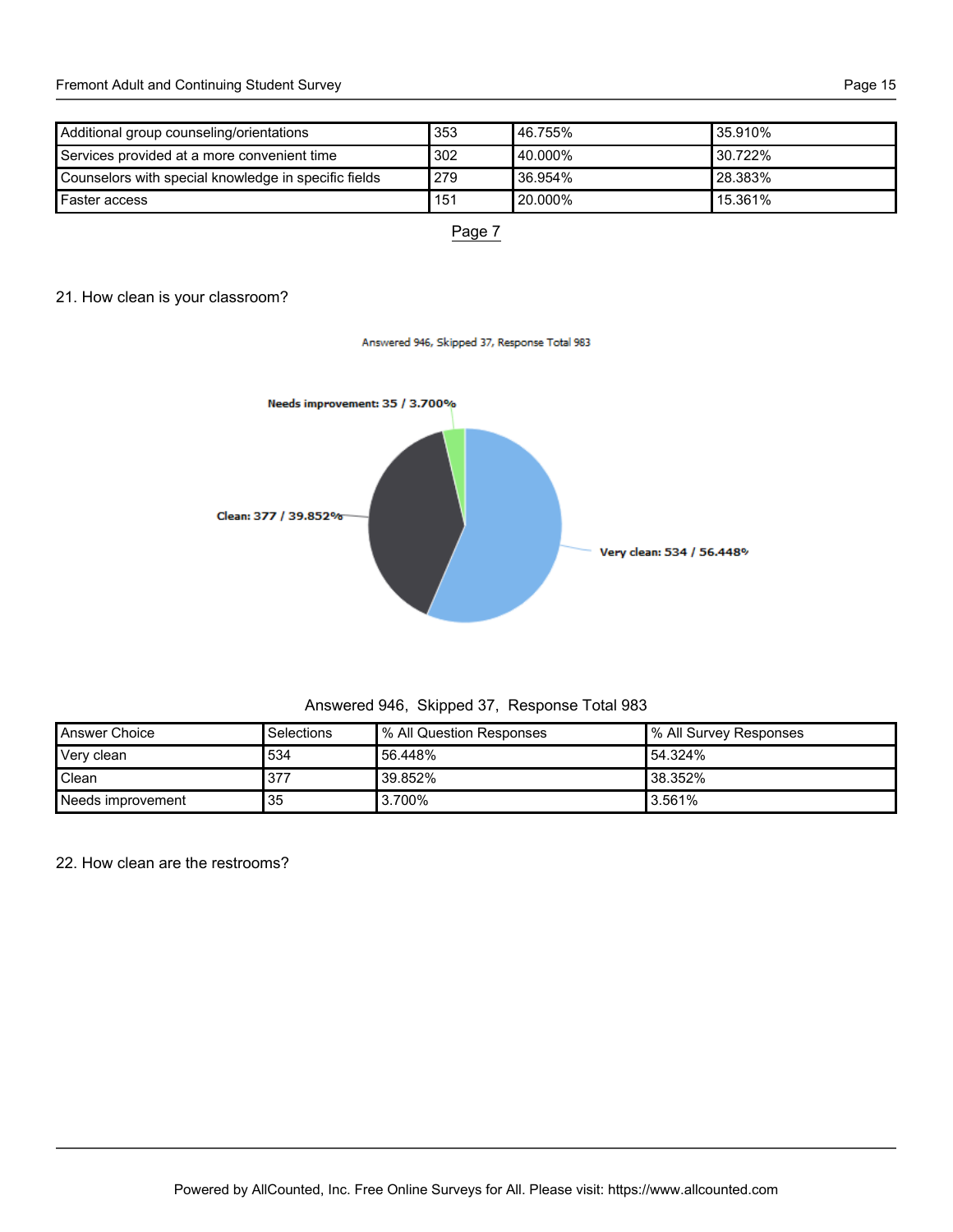| Additional group counseling/orientations | 353 | 46.755% | 35.910% |
|---|---|---|---|
| Services provided at a more convenient time | 302 | 40.000% | 30.722% |
| Counselors with special knowledge in specific fields | 279 | 36.954% | 28.383% |
| Faster access | 151 | 20.000% | 15.361% |

Page 7

21. How clean is your classroom?

Answered 946, Skipped 37, Response Total 983

Needs improvement: 35 / 3.700%

Clean: 377 / 39.852%

Very clean: 534 / 56.448%

Answered 946, Skipped 37, Response Total 983

| Answer Choice | Selections | % All Question Responses | % All Survey Responses |
|---|---|---|---|
| Very clean | 534 | 56.448% | 54.324% |
| Clean | 377 | 39.852% | 38.352% |
| Needs improvement | 35 | 3.700% | 3.561% |

22. How clean are the restrooms?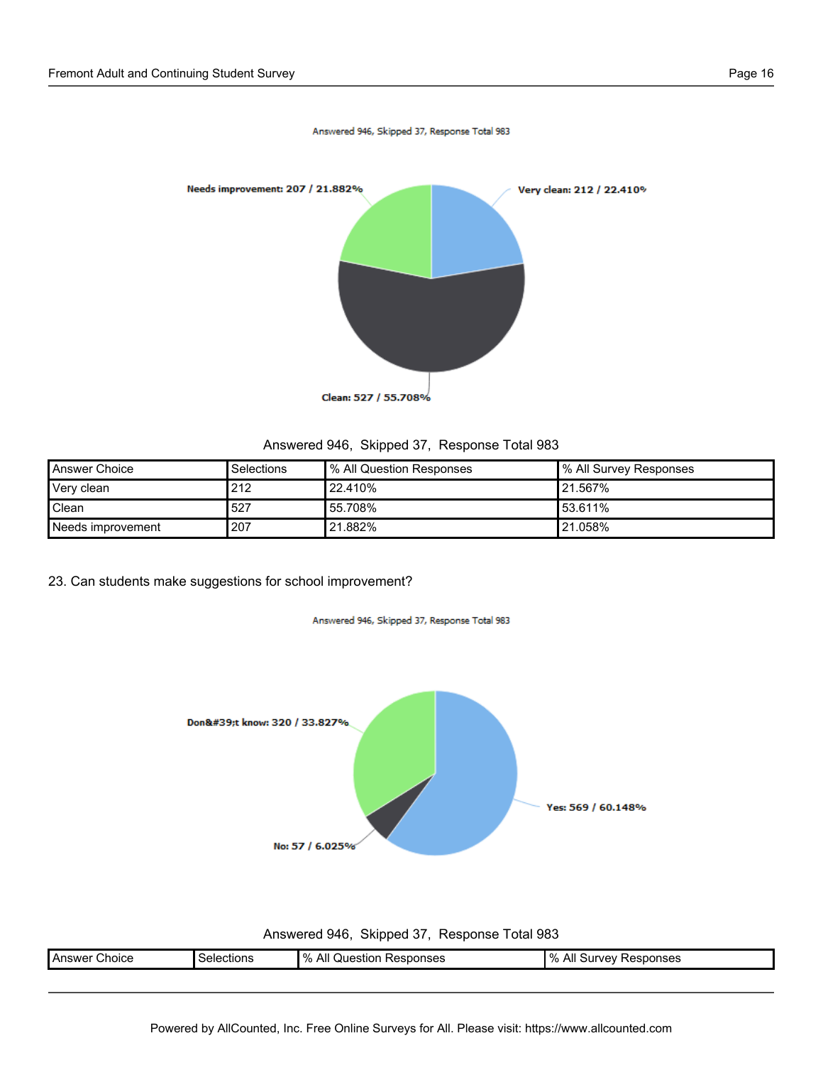Answered 946, Skipped 37, Response Total 983

Needs improvement: 207 / 21.882%

Very clean: 212 / 22.410%

Clean: 527 / 55.708%

Answered 946, Skipped 37, Response Total 983

| Answer Choice | Selections | % All Question Responses | % All Survey Responses |
|---|---|---|---|
| Very clean | 212 | 22.410% | 21.567% |
| Clean | 527 | 55.708% | 53.611% |
| Needs improvement | 207 | 21.882% | 21.058% |

23. Can students make suggestions for school improvement?

Answered 946, Skipped 37, Response Total 983

Don&#39;t know: 320 / 33.827%

Yes: 569 / 60.148%

No: 57 / 6.025%

Answered 946, Skipped 37, Response Total 983

| Answer Choice | Selections | % All Question Responses | % All Survey Responses |
|---|---|---|---|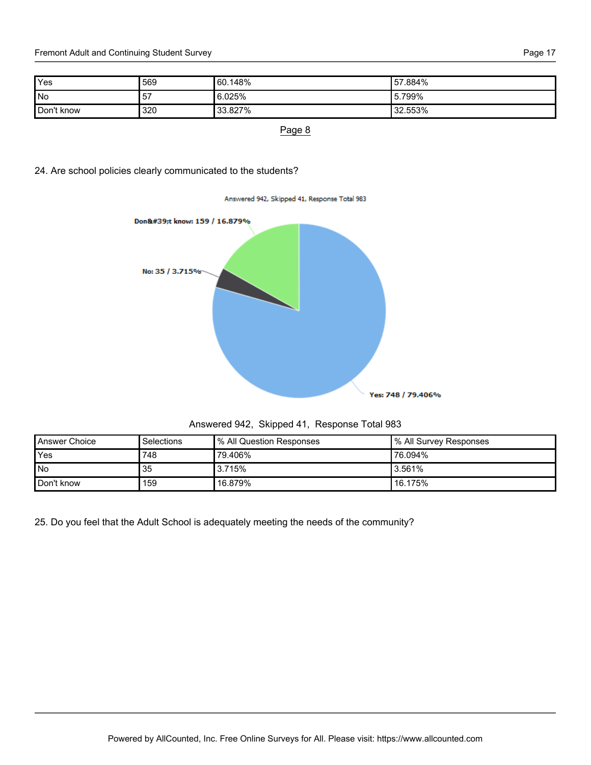| Yes | 569 | 60.148% | 57.884% |
|---|---|---|---|
| No | 57 | 6.025% | 5.799% |
| Don't know | 320 | 33.827% | 32.553% |

Page 8

24. Are school policies clearly communicated to the students?

Answered 942, Skipped 41, Response Total 983

Don&#39;t know: 159 / 16.879%

No: 35 / 3.715%

Yes: 748 / 79.406%

Answered 942, Skipped 41, Response Total 983

| Answer Choice | Selections | % All Question Responses | % All Survey Responses |
|---|---|---|---|
| Yes | 748 | 79.406% | 76.094% |
| No | 35 | 3.715% | 3.561% |
| Don't know | 159 | 16.879% | 16.175% |

25. Do you feel that the Adult School is adequately meeting the needs of the community?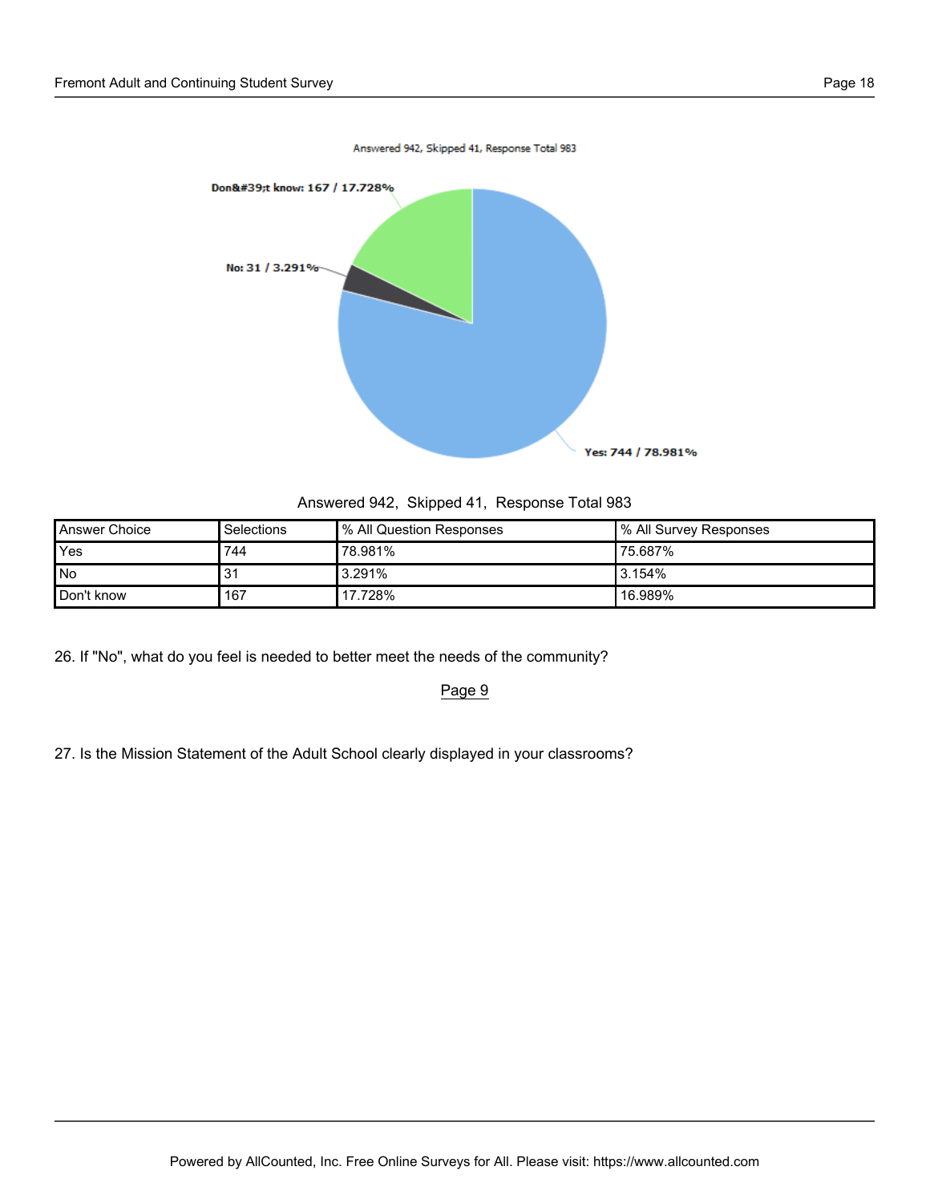Answered 942, Skipped 41, Response Total 983

Don&#39;t know: 167 / 17.728%

No: 31 / 3.291%

Yes: 744 / 78.981%

Answered 942, Skipped 41, Response Total 983

| Answer Choice | Selections | % All Question Responses | % All Survey Responses |
|---|---|---|---|
| Yes | 744 | 78.981% | 75.687% |
| No | 31 | 3.291% | 3.154% |
| Don't know | 167 | 17.728% | 16.989% |

26. If "No", what do you feel is needed to better meet the needs of the community?

Page 9

27. Is the Mission Statement of the Adult School clearly displayed in your classrooms?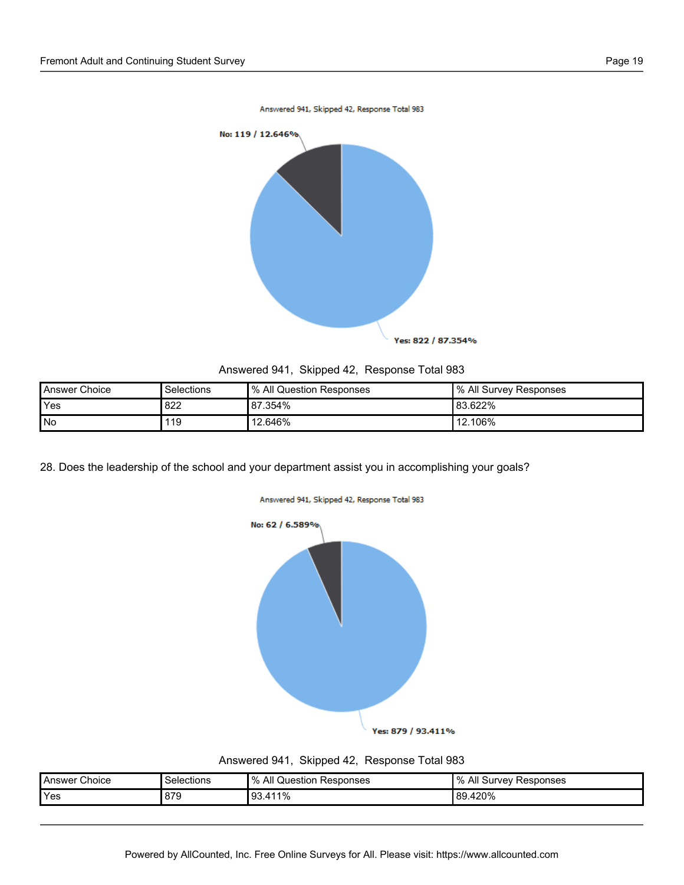Answered 941, Skipped 42, Response Total 983

No: 119 / 12.646%

Yes: 822 / 87.354%

Answered 941, Skipped 42, Response Total 983

| Answer Choice | Selections | % All Question Responses | % All Survey Responses |
|---|---|---|---|
| Yes | 822 | 87.354% | 83.622% |
| No | 119 | 12.646% | 12.106% |

28. Does the leadership of the school and your department assist you in accomplishing your goals?

Answered 941, Skipped 42, Response Total 983

No: 62 / 6.589%

Yes: 879 / 93.411%

Answered 941, Skipped 42, Response Total 983

| Answer Choice | Selections | % All Question Responses | % All Survey Responses |
|---|---|---|---|
| Yes | 879 | 93.411% | 89.420% |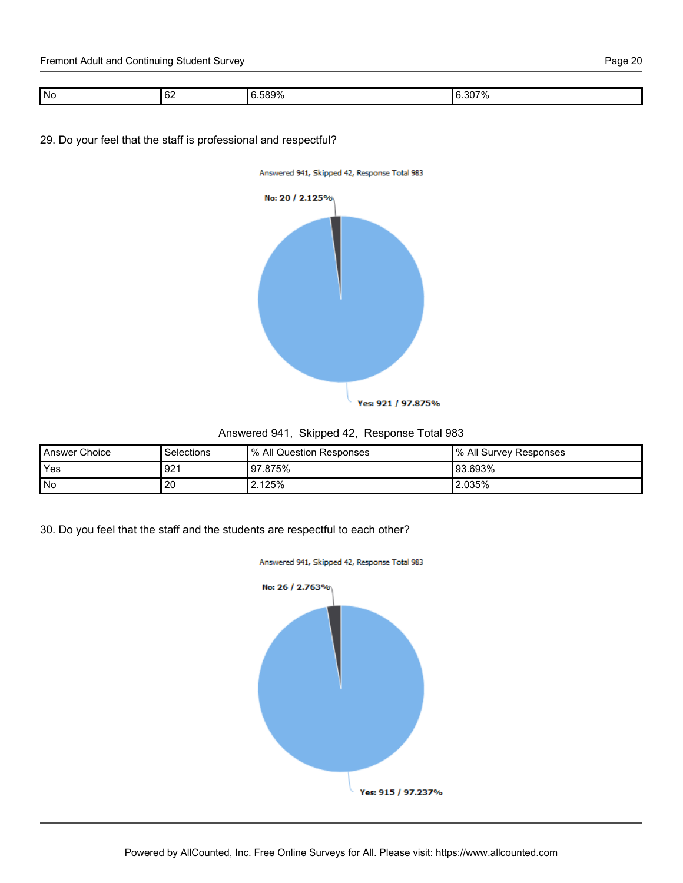| No | 62 | 6.589% | 6.307% |
|---|---|---|---|

29. Do your feel that the staff is professional and respectful?

Answered 941, Skipped 42, Response Total 983

No: 20 / 2.125%

Yes: 921 / 97.875%

Answered 941, Skipped 42, Response Total 983

| Answer Choice | Selections | % All Question Responses | % All Survey Responses |
|---|---|---|---|
| Yes | 921 | 97.875% | 93.693% |
| No | 20 | 2.125% | 2.035% |

30. Do you feel that the staff and the students are respectful to each other?

Answered 941, Skipped 42, Response Total 983

No: 26 / 2.763%

Yes: 915 / 97.237%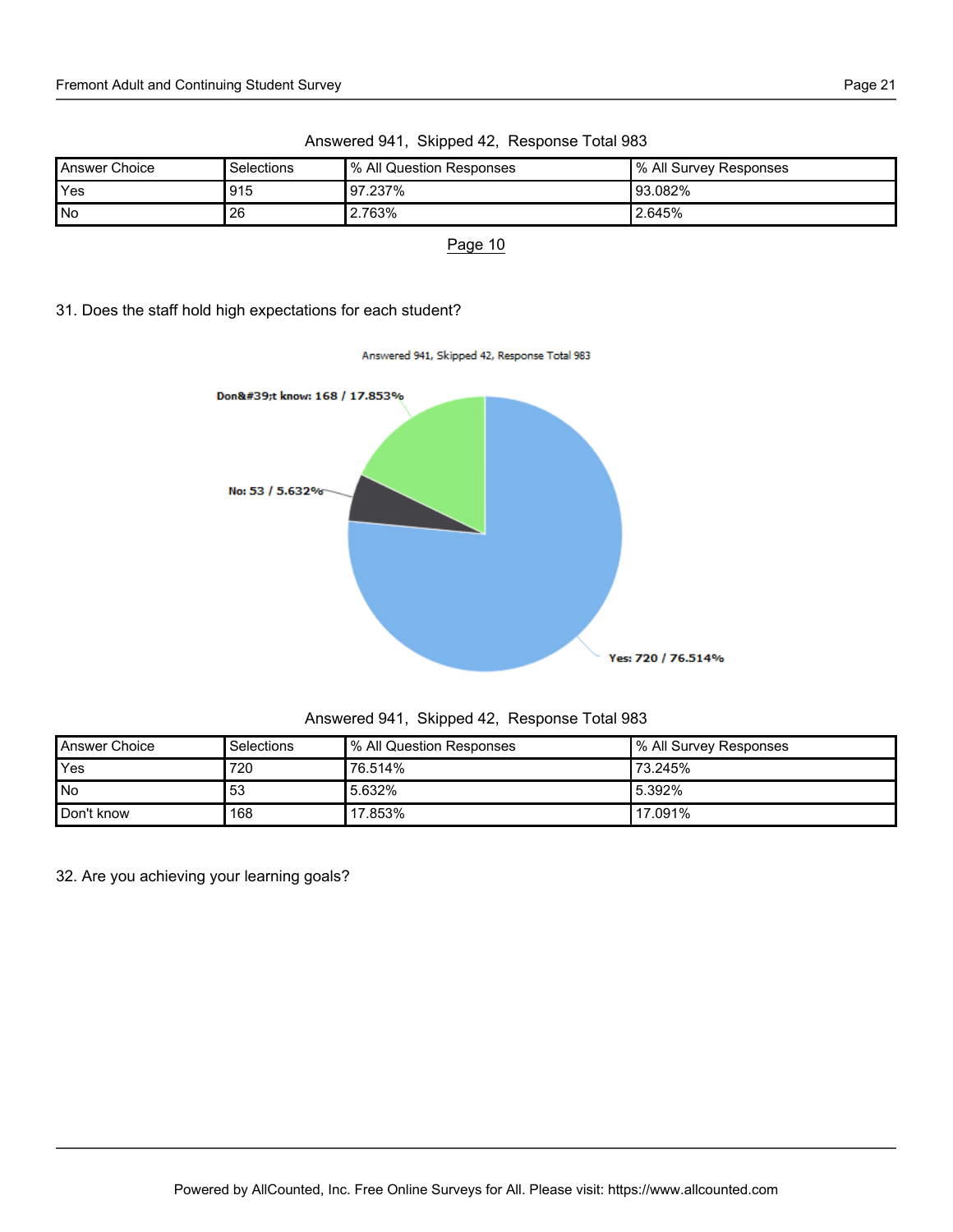Answered 941, Skipped 42, Response Total 983

| Answer Choice | Selections | % All Question Responses | % All Survey Responses |
|---|---|---|---|
| Yes | 915 | 97.237% | 93.082% |
| No | 26 | 2.763% | 2.645% |

Page 10

31. Does the staff hold high expectations for each student?

Answered 941, Skipped 42, Response Total 983

Don&#39;t know: 168 / 17.853%

No: 53 / 5.632%

Yes: 720 / 76.514%

Answered 941, Skipped 42, Response Total 983

| Answer Choice | Selections | % All Question Responses | % All Survey Responses |
|---|---|---|---|
| Yes | 720 | 76.514% | 73.245% |
| No | 53 | 5.632% | 5.392% |
| Don't know | 168 | 17.853% | 17.091% |

32. Are you achieving your learning goals?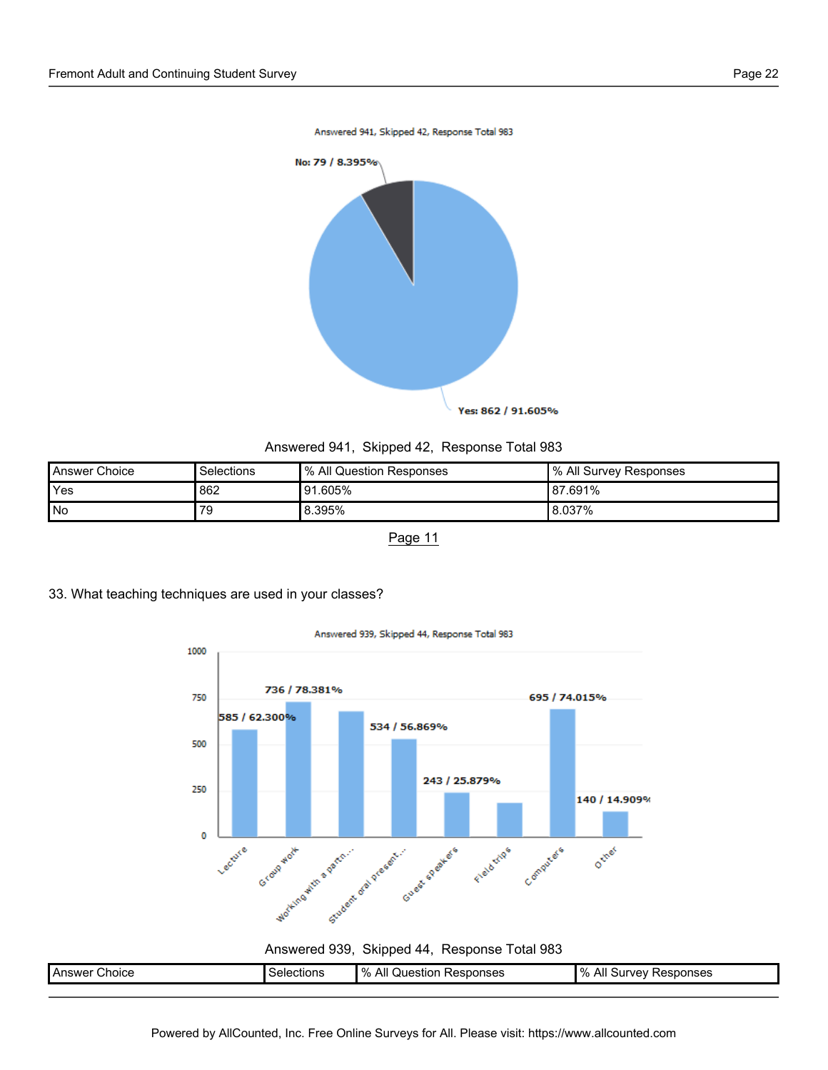Answered 941, Skipped 42, Response Total 983

| Answer Choice | Selections | % All Question Responses | % All Survey Responses |
|---|---|---|---|
| Yes | 862 | 91.605% | 87.691% |
| No | 79 | 8.395% | 8.037% |

Page 11

33. What teaching techniques are used in your classes?

Answered 939, Skipped 44, Response Total 983

| Answer Choice | Selections | % All Question Responses | % All Survey Responses |
|---|---|---|---|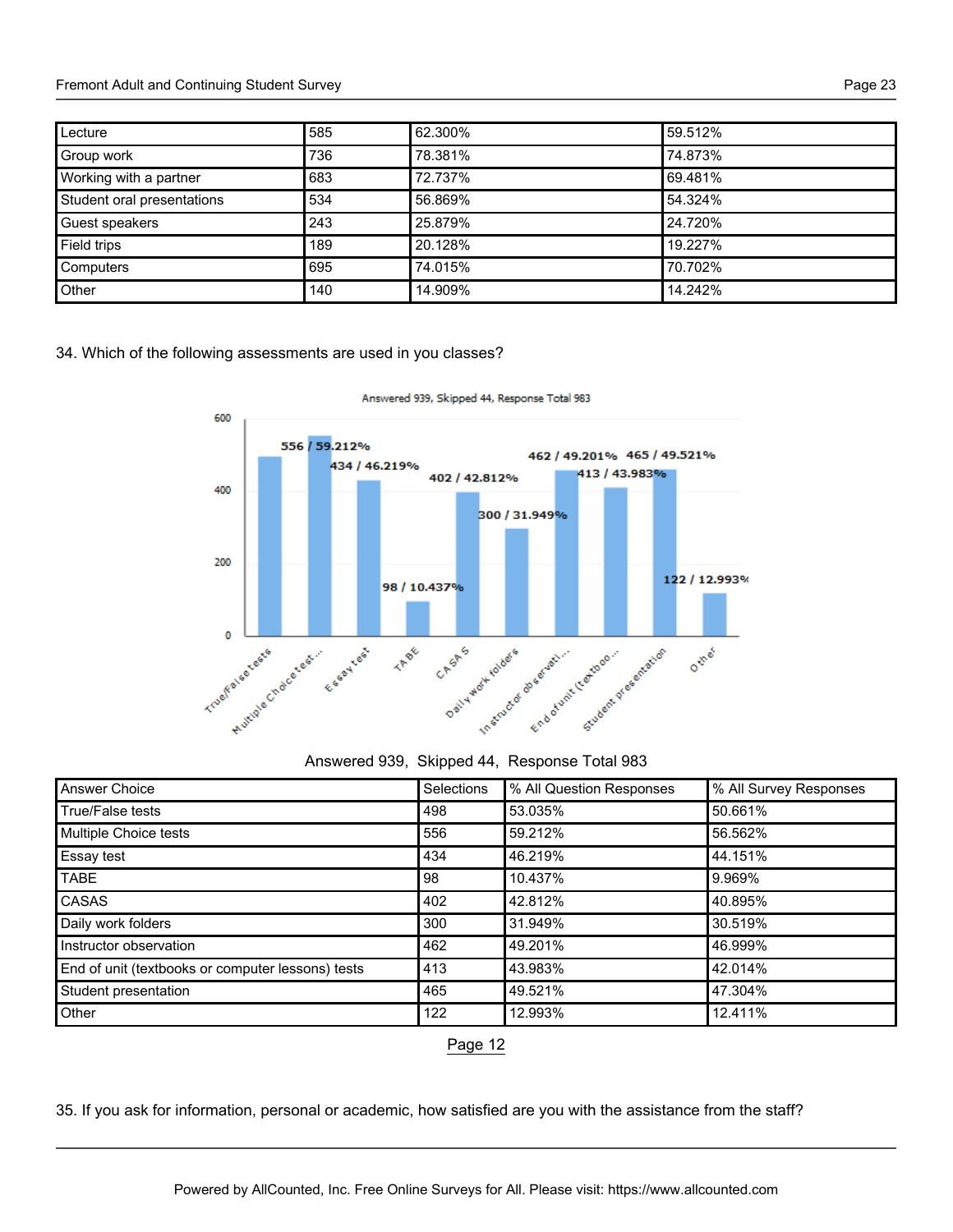| Lecture | 585 | 62.300% | 59.512% |
|---|---|---|---|
| Group work | 736 | 78.381% | 74.873% |
| Working with a partner | 683 | 72.737% | 69.481% |
| Student oral presentations | 534 | 56.869% | 54.324% |
| Guest speakers | 243 | 25.879% | 24.720% |
| Field trips | 189 | 20.128% | 19.227% |
| Computers | 695 | 74.015% | 70.702% |
| Other | 140 | 14.909% | 14.242% |

34. Which of the following assessments are used in you classes?

Answered 939, Skipped 44, Response Total 983

| Answer Choice | Selections | % All Question Responses | % All Survey Responses |
|---|---|---|---|
| True/False tests | 498 | 53.035% | 50.661% |
| Multiple Choice tests | 556 | 59.212% | 56.562% |
| Essay test | 434 | 46.219% | 44.151% |
| TABE | 98 | 10.437% | 9.969% |
| CASAS | 402 | 42.812% | 40.895% |
| Daily work folders | 300 | 31.949% | 30.519% |
| Instructor observation | 462 | 49.201% | 46.999% |
| End of unit (textbooks or computer lessons) tests | 413 | 43.983% | 42.014% |
| Student presentation | 465 | 49.521% | 47.304% |
| Other | 122 | 12.993% | 12.411% |

Page 12

35. If you ask for information, personal or academic, how satisfied are you with the assistance from the staff?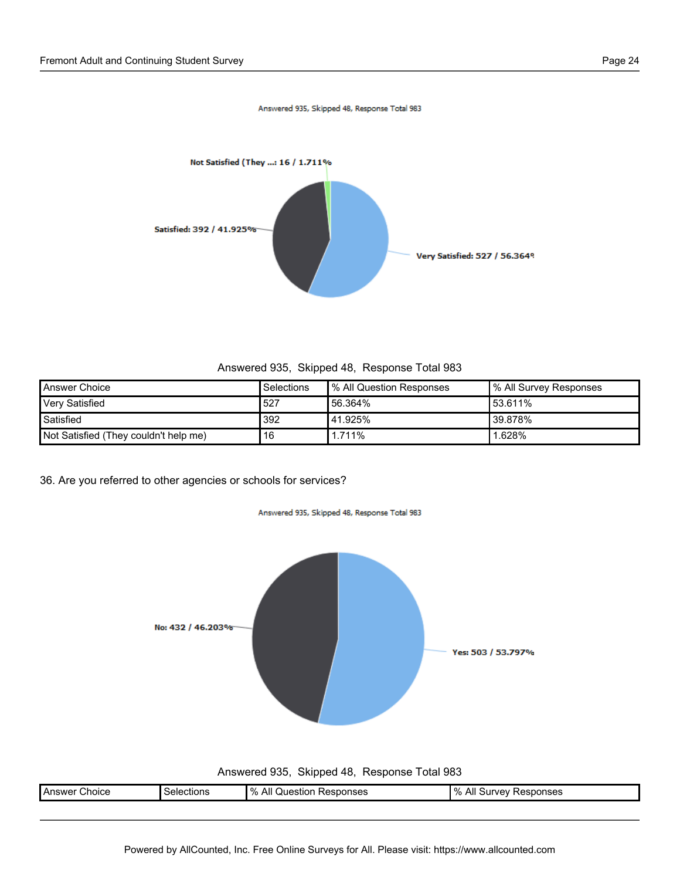Answered 935, Skipped 48, Response Total 983

Not Satisfied (They ...: 16 / 1.711%

Satisfied: 392 / 41.925%

Very Satisfied: 527 / 56.364%

Answered 935, Skipped 48, Response Total 983

| Answer Choice | Selections | % All Question Responses | % All Survey Responses |
|---|---|---|---|
| Very Satisfied | 527 | 56.364% | 53.611% |
| Satisfied | 392 | 41.925% | 39.878% |
| Not Satisfied (They couldn't help me) | 16 | 1.711% | 1.628% |

36. Are you referred to other agencies or schools for services?

Answered 935, Skipped 48, Response Total 983

No: 432 / 46.203%

Yes: 503 / 53.797%

Answered 935, Skipped 48, Response Total 983

| Answer Choice | Selections | % All Question Responses | % All Survey Responses |
|---|---|---|---|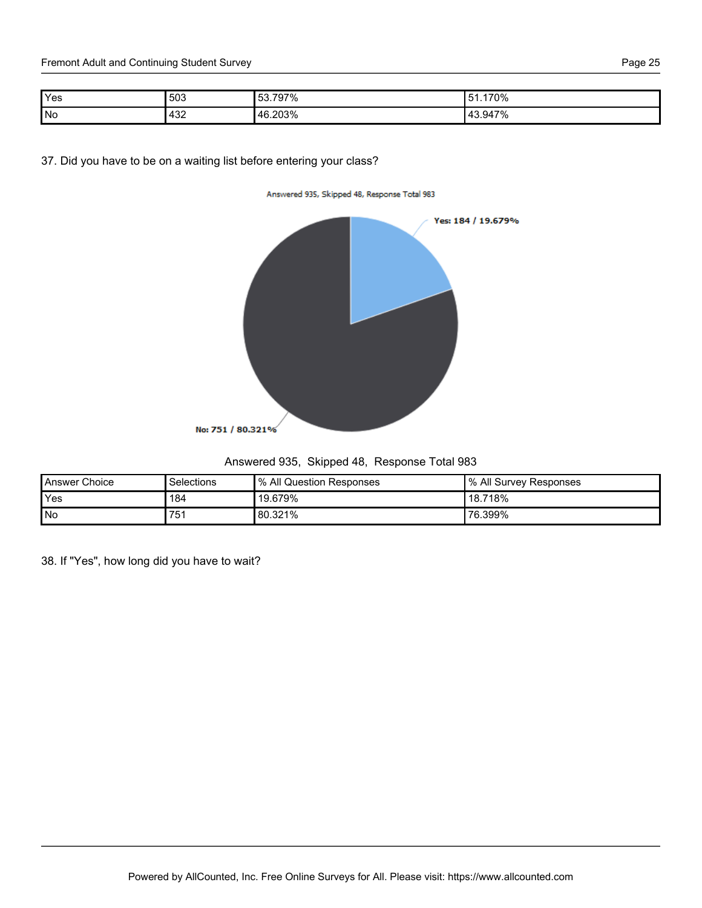| Yes | 503 | 53.797% | 51.170% |
|---|---|---|---|
| No | 432 | 46.203% | 43.947% |

37. Did you have to be on a waiting list before entering your class?

Answered 935, Skipped 48, Response Total 983

Yes: 184 / 19.679%

No: 751 / 80.321%

Answered 935, Skipped 48, Response Total 983

| Answer Choice | Selections | % All Question Responses | % All Survey Responses |
|---|---|---|---|
| Yes | 184 | 19.679% | 18.718% |
| No | 751 | 80.321% | 76.399% |

38. If "Yes", how long did you have to wait?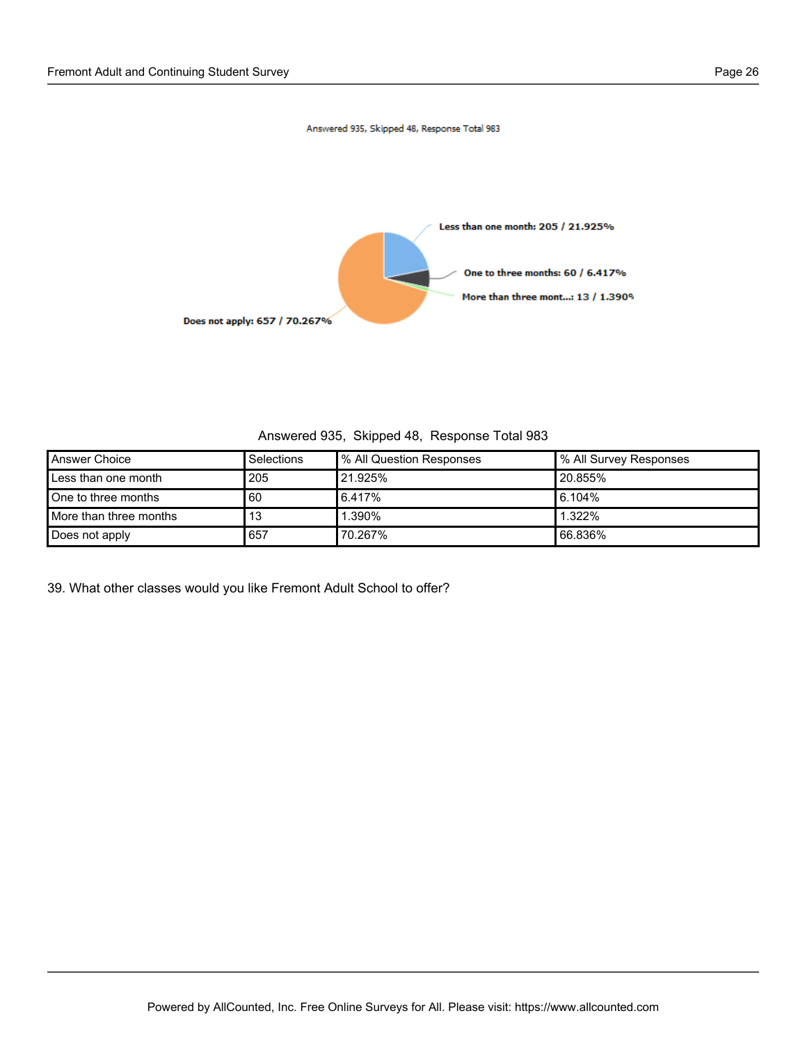Answered 935, Skipped 48, Response Total 983

Less than one month: 205 / 21.925%

One to three months: 60 / 6.417%

More than three mont...: 13 / 1.390%

Does not apply: 657 / 70.267%

Answered 935, Skipped 48, Response Total 983

| Answer Choice | Selections | % All Question Responses | % All Survey Responses |
|---|---|---|---|
| Less than one month | 205 | 21.925% | 20.855% |
| One to three months | 60 | 6.417% | 6.104% |
| More than three months | 13 | 1.390% | 1.322% |
| Does not apply | 657 | 70.267% | 66.836% |

39. What other classes would you like Fremont Adult School to offer?